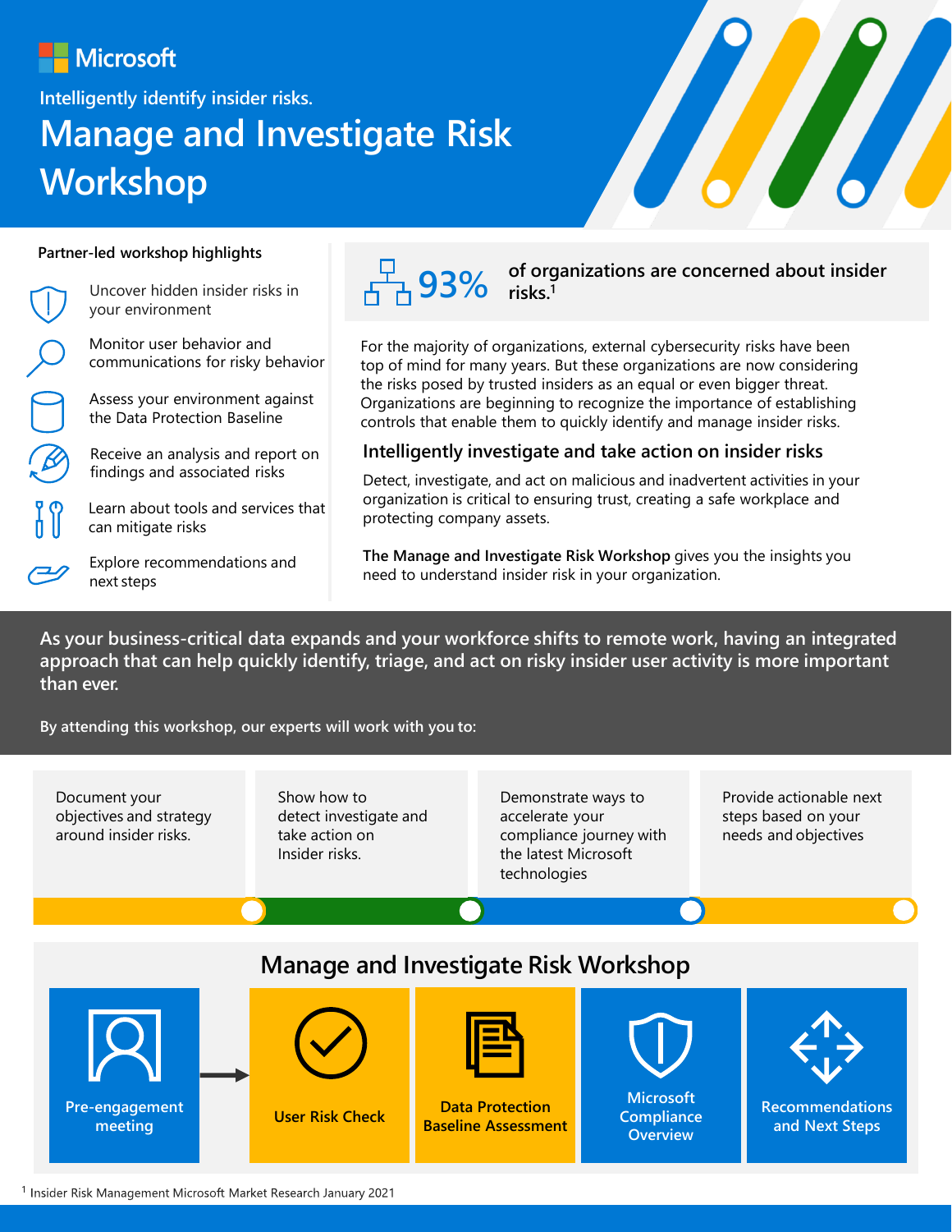Microsoft

Intelligently identify insider risks.

# Manage and Investigate Risk Workshop

### Partner-led workshop highlights

- Uncover hidden insider risks in your environment
- Monitor user behavior and communications for risky behavior
- Assess your environment against the Data Protection Baseline
- Receive an analysis and report on findings and associated risks
- Learn about tools and services that can mitigate risks
- Explore recommendations and next steps

**93%** **of organizations are concerned about insider risks.**[1]

For the majority of organizations, external cybersecurity risks have been top of mind for many years. But these organizations are now considering the risks posed by trusted insiders as an equal or even bigger threat. Organizations are beginning to recognize the importance of establishing controls that enable them to quickly identify and manage insider risks.

## Intelligently investigate and take action on insider risks

Detect, investigate, and act on malicious and inadvertent activities in your organization is critical to ensuring trust, creating a safe workplace and protecting company assets.

**The Manage and Investigate Risk Workshop** gives you the insights you need to understand insider risk in your organization.

**As your business-critical data expands and your workforce shifts to remote work, having an integrated approach that can help quickly identify, triage, and act on risky insider user activity is more important than ever.**

**By attending this workshop, our experts will work with you to:**

- Document your objectives and strategy around insider risks.
- Show how to detect investigate and take action on Insider risks.
- Demonstrate ways to accelerate your compliance journey with the latest Microsoft technologies
- Provide actionable next steps based on your needs and objectives

## Manage and Investigate Risk Workshop

- **Pre-engagement meeting**
- **User Risk Check**
- **Data Protection Baseline Assessment**
- **Microsoft Compliance Overview**
- **Recommendations and Next Steps**

[1] Insider Risk Management Microsoft Market Research January 2021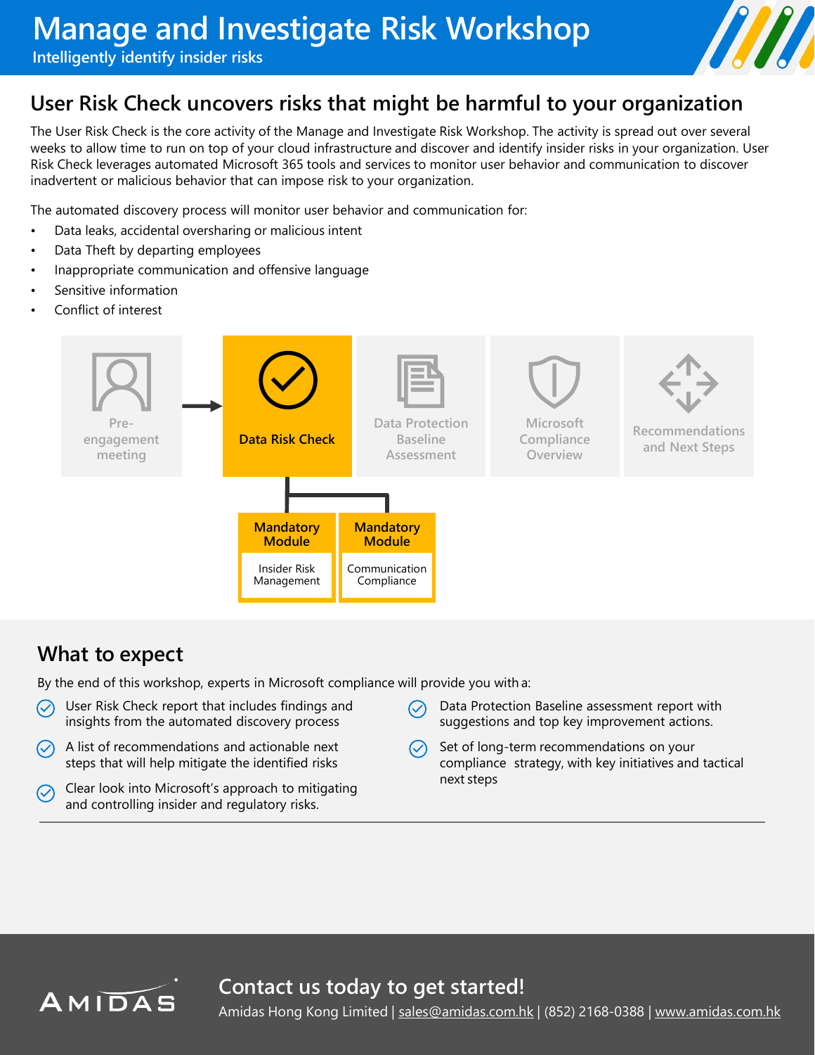# Manage and Investigate Risk Workshop

**Intelligently identify insider risks**

## User Risk Check uncovers risks that might be harmful to your organization

The User Risk Check is the core activity of the Manage and Investigate Risk Workshop. The activity is spread out over several weeks to allow time to run on top of your cloud infrastructure and discover and identify insider risks in your organization. User Risk Check leverages automated Microsoft 365 tools and services to monitor user behavior and communication to discover inadvertent or malicious behavior that can impose risk to your organization.

The automated discovery process will monitor user behavior and communication for:

- Data leaks, accidental oversharing or malicious intent
- Data Theft by departing employees
- Inappropriate communication and offensive language
- Sensitive information
- Conflict of interest

Pre-engagement meeting → **Data Risk Check** | Data Protection Baseline Assessment | Microsoft Compliance Overview | Recommendations and Next Steps

**Mandatory Module**
Insider Risk Management

**Mandatory Module**
Communication Compliance

## What to expect

By the end of this workshop, experts in Microsoft compliance will provide you with a:

- User Risk Check report that includes findings and insights from the automated discovery process
- A list of recommendations and actionable next steps that will help mitigate the identified risks
- Clear look into Microsoft's approach to mitigating and controlling insider and regulatory risks.
- Data Protection Baseline assessment report with suggestions and top key improvement actions.
- Set of long-term recommendations on your compliance strategy, with key initiatives and tactical next steps

AMIDAS

## Contact us today to get started!

Amidas Hong Kong Limited | sales@amidas.com.hk | (852) 2168-0388 | www.amidas.com.hk